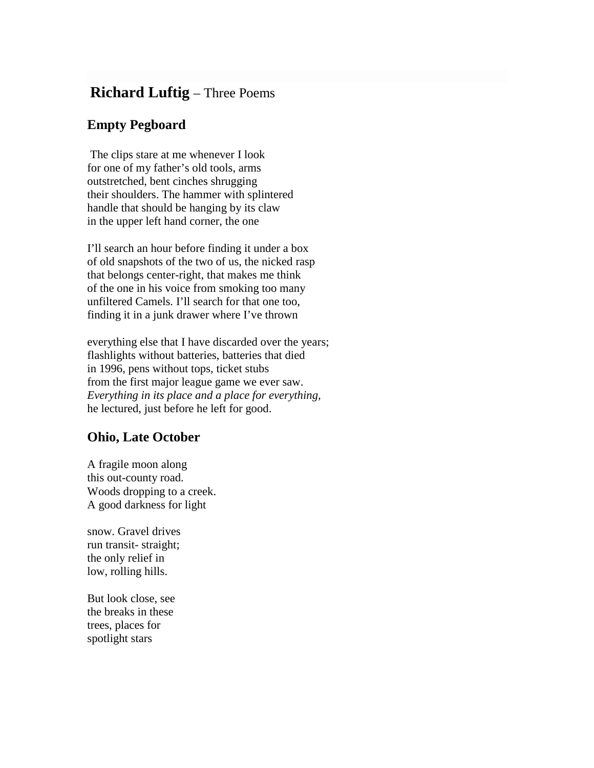# **Richard Luftig** – Three Poems

## Empty Pegboard

The clips stare at me whenever I look
for one of my father's old tools, arms
outstretched, bent cinches shrugging
their shoulders. The hammer with splintered
handle that should be hanging by its claw
in the upper left hand corner, the one

I'll search an hour before finding it under a box
of old snapshots of the two of us, the nicked rasp
that belongs center-right, that makes me think
of the one in his voice from smoking too many
unfiltered Camels. I'll search for that one too,
finding it in a junk drawer where I've thrown

everything else that I have discarded over the years;
flashlights without batteries, batteries that died
in 1996, pens without tops, ticket stubs
from the first major league game we ever saw.
*Everything in its place and a place for everything,*
he lectured, just before he left for good.

## Ohio, Late October

A fragile moon along
this out-county road.
Woods dropping to a creek.
A good darkness for light

snow. Gravel drives
run transit- straight;
the only relief in
low, rolling hills.

But look close, see
the breaks in these
trees, places for
spotlight stars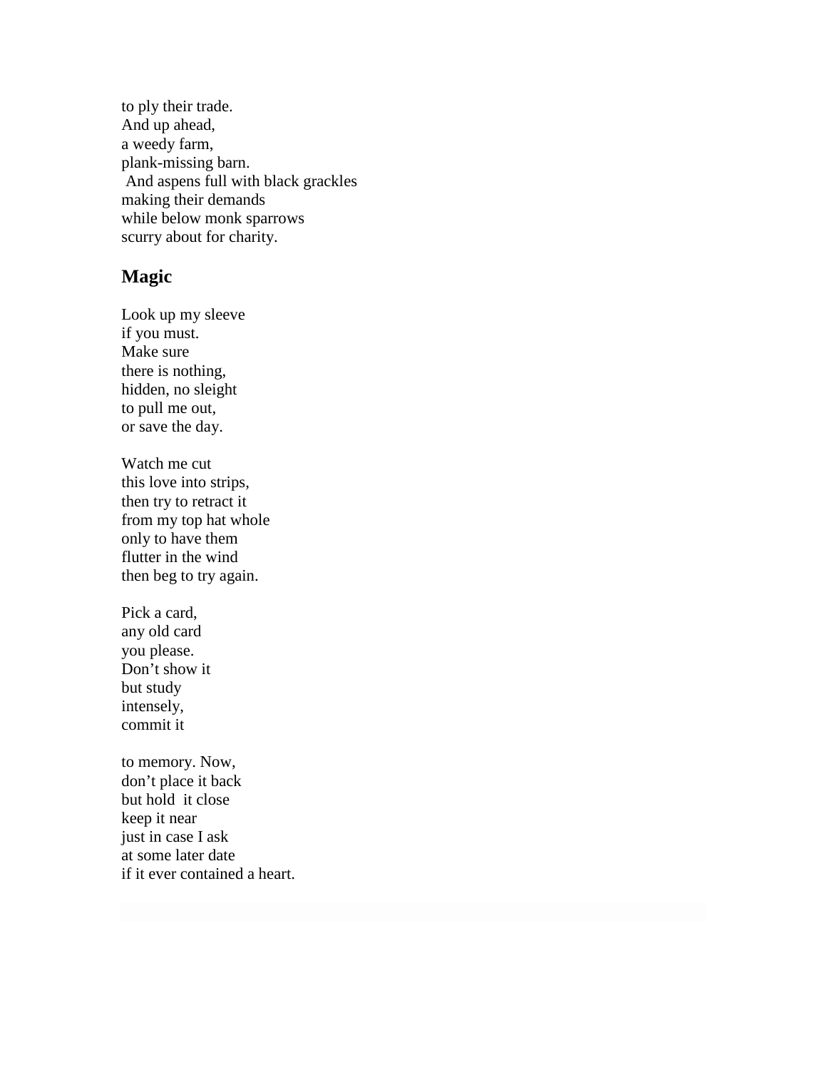to ply their trade.  
And up ahead,  
a weedy farm,  
plank-missing barn.  
And aspens full with black grackles  
making their demands  
while below monk sparrows  
scurry about for charity.

## Magic

Look up my sleeve  
if you must.  
Make sure  
there is nothing,  
hidden, no sleight  
to pull me out,  
or save the day.

Watch me cut  
this love into strips,  
then try to retract it  
from my top hat whole  
only to have them  
flutter in the wind  
then beg to try again.

Pick a card,  
any old card  
you please.  
Don't show it  
but study  
intensely,  
commit it

to memory. Now,  
don't place it back  
but hold it close  
keep it near  
just in case I ask  
at some later date  
if it ever contained a heart.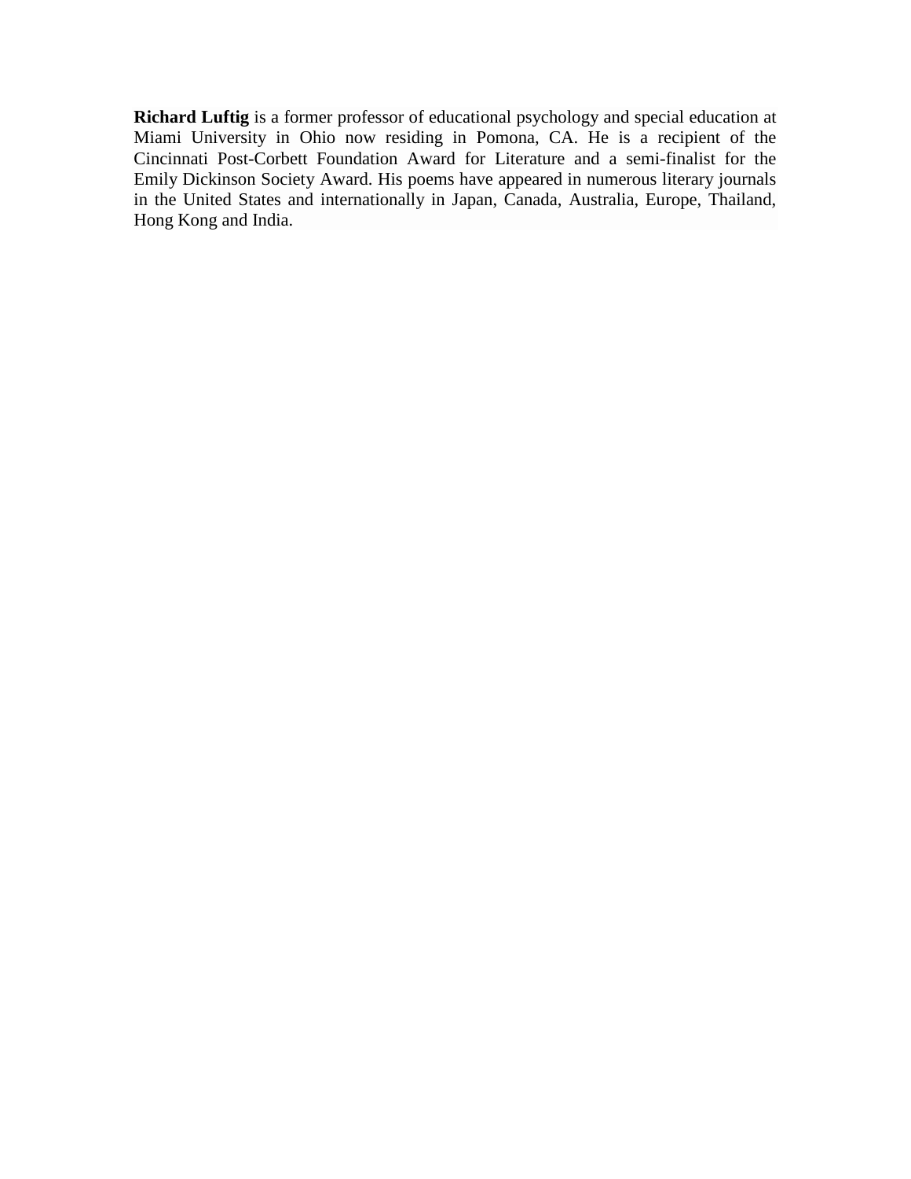**Richard Luftig** is a former professor of educational psychology and special education at Miami University in Ohio now residing in Pomona, CA. He is a recipient of the Cincinnati Post-Corbett Foundation Award for Literature and a semi-finalist for the Emily Dickinson Society Award. His poems have appeared in numerous literary journals in the United States and internationally in Japan, Canada, Australia, Europe, Thailand, Hong Kong and India.